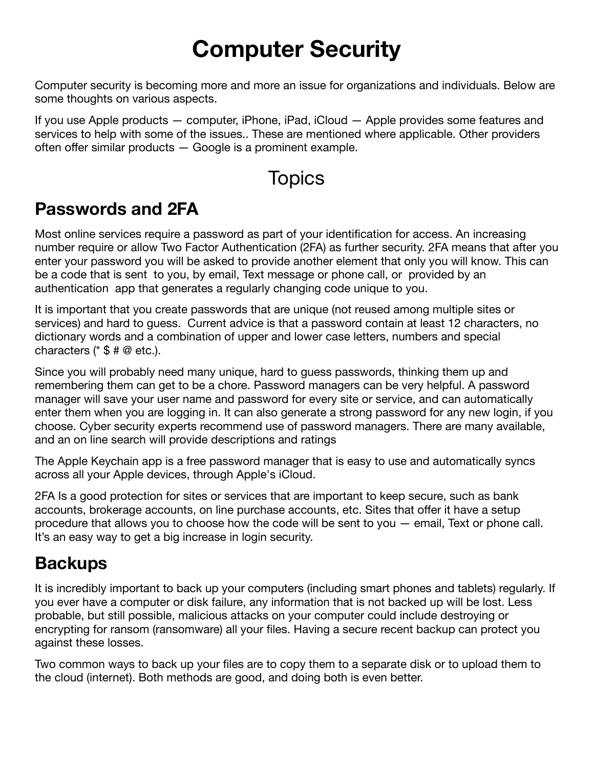# Computer Security

Computer security is becoming more and more an issue for organizations and individuals. Below are some thoughts on various aspects.

If you use Apple products — computer, iPhone, iPad, iCloud — Apple provides some features and services to help with some of the issues.. These are mentioned where applicable. Other providers often offer similar products — Google is a prominent example.

## Topics

## Passwords and 2FA

Most online services require a password as part of your identification for access. An increasing number require or allow Two Factor Authentication (2FA) as further security. 2FA means that after you enter your password you will be asked to provide another element that only you will know. This can be a code that is sent to you, by email, Text message or phone call, or provided by an authentication app that generates a regularly changing code unique to you.

It is important that you create passwords that are unique (not reused among multiple sites or services) and hard to guess. Current advice is that a password contain at least 12 characters, no dictionary words and a combination of upper and lower case letters, numbers and special characters (* $ # @ etc.).

Since you will probably need many unique, hard to guess passwords, thinking them up and remembering them can get to be a chore. Password managers can be very helpful. A password manager will save your user name and password for every site or service, and can automatically enter them when you are logging in. It can also generate a strong password for any new login, if you choose. Cyber security experts recommend use of password managers. There are many available, and an on line search will provide descriptions and ratings

The Apple Keychain app is a free password manager that is easy to use and automatically syncs across all your Apple devices, through Apple's iCloud.

2FA Is a good protection for sites or services that are important to keep secure, such as bank accounts, brokerage accounts, on line purchase accounts, etc. Sites that offer it have a setup procedure that allows you to choose how the code will be sent to you — email, Text or phone call. It's an easy way to get a big increase in login security.

## Backups

It is incredibly important to back up your computers (including smart phones and tablets) regularly. If you ever have a computer or disk failure, any information that is not backed up will be lost. Less probable, but still possible, malicious attacks on your computer could include destroying or encrypting for ransom (ransomware) all your files. Having a secure recent backup can protect you against these losses.

Two common ways to back up your files are to copy them to a separate disk or to upload them to the cloud (internet). Both methods are good, and doing both is even better.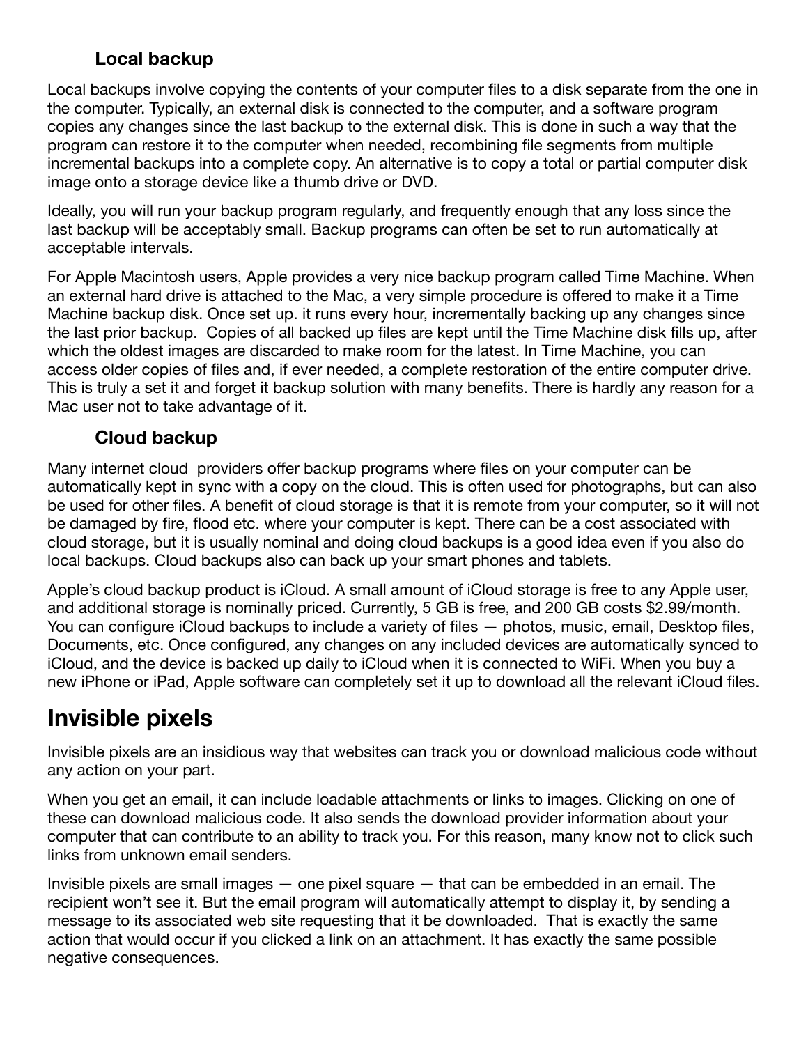### Local backup

Local backups involve copying the contents of your computer files to a disk separate from the one in the computer. Typically, an external disk is connected to the computer, and a software program copies any changes since the last backup to the external disk. This is done in such a way that the program can restore it to the computer when needed, recombining file segments from multiple incremental backups into a complete copy. An alternative is to copy a total or partial computer disk image onto a storage device like a thumb drive or DVD.

Ideally, you will run your backup program regularly, and frequently enough that any loss since the last backup will be acceptably small. Backup programs can often be set to run automatically at acceptable intervals.

For Apple Macintosh users, Apple provides a very nice backup program called Time Machine. When an external hard drive is attached to the Mac, a very simple procedure is offered to make it a Time Machine backup disk. Once set up. it runs every hour, incrementally backing up any changes since the last prior backup.  Copies of all backed up files are kept until the Time Machine disk fills up, after which the oldest images are discarded to make room for the latest. In Time Machine, you can access older copies of files and, if ever needed, a complete restoration of the entire computer drive. This is truly a set it and forget it backup solution with many benefits. There is hardly any reason for a Mac user not to take advantage of it.

### Cloud backup

Many internet cloud  providers offer backup programs where files on your computer can be automatically kept in sync with a copy on the cloud. This is often used for photographs, but can also be used for other files. A benefit of cloud storage is that it is remote from your computer, so it will not be damaged by fire, flood etc. where your computer is kept. There can be a cost associated with cloud storage, but it is usually nominal and doing cloud backups is a good idea even if you also do local backups. Cloud backups also can back up your smart phones and tablets.

Apple's cloud backup product is iCloud. A small amount of iCloud storage is free to any Apple user, and additional storage is nominally priced. Currently, 5 GB is free, and 200 GB costs $2.99/month. You can configure iCloud backups to include a variety of files — photos, music, email, Desktop files, Documents, etc. Once configured, any changes on any included devices are automatically synced to iCloud, and the device is backed up daily to iCloud when it is connected to WiFi. When you buy a new iPhone or iPad, Apple software can completely set it up to download all the relevant iCloud files.

## Invisible pixels

Invisible pixels are an insidious way that websites can track you or download malicious code without any action on your part.

When you get an email, it can include loadable attachments or links to images. Clicking on one of these can download malicious code. It also sends the download provider information about your computer that can contribute to an ability to track you. For this reason, many know not to click such links from unknown email senders.

Invisible pixels are small images — one pixel square — that can be embedded in an email. The recipient won't see it. But the email program will automatically attempt to display it, by sending a message to its associated web site requesting that it be downloaded.  That is exactly the same action that would occur if you clicked a link on an attachment. It has exactly the same possible negative consequences.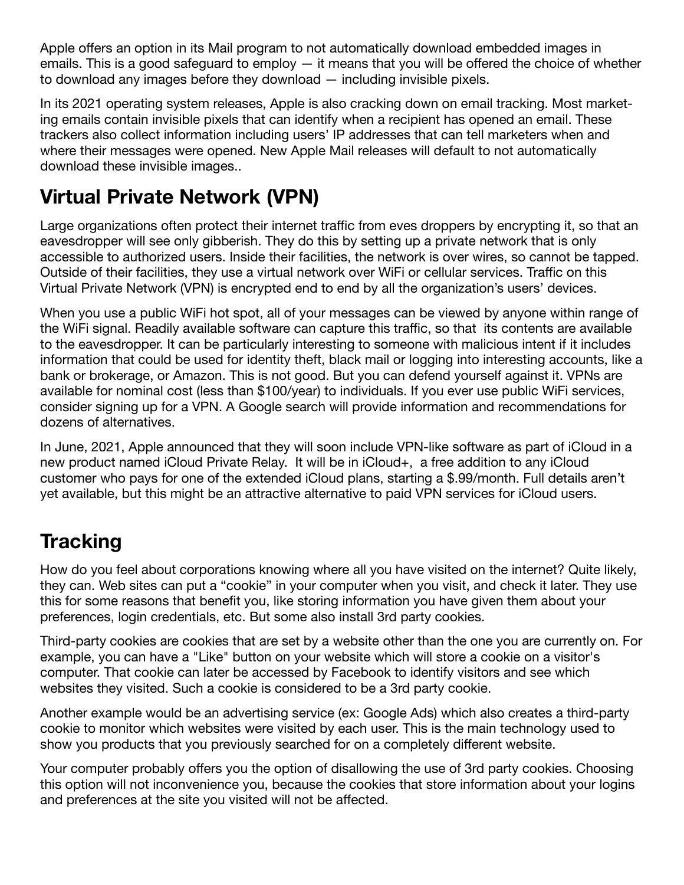Apple offers an option in its Mail program to not automatically download embedded images in emails. This is a good safeguard to employ — it means that you will be offered the choice of whether to download any images before they download — including invisible pixels.

In its 2021 operating system releases, Apple is also cracking down on email tracking. Most marketing emails contain invisible pixels that can identify when a recipient has opened an email. These trackers also collect information including users' IP addresses that can tell marketers when and where their messages were opened. New Apple Mail releases will default to not automatically download these invisible images..

## Virtual Private Network (VPN)

Large organizations often protect their internet traffic from eves droppers by encrypting it, so that an eavesdropper will see only gibberish. They do this by setting up a private network that is only accessible to authorized users. Inside their facilities, the network is over wires, so cannot be tapped. Outside of their facilities, they use a virtual network over WiFi or cellular services. Traffic on this Virtual Private Network (VPN) is encrypted end to end by all the organization's users' devices.

When you use a public WiFi hot spot, all of your messages can be viewed by anyone within range of the WiFi signal. Readily available software can capture this traffic, so that its contents are available to the eavesdropper. It can be particularly interesting to someone with malicious intent if it includes information that could be used for identity theft, black mail or logging into interesting accounts, like a bank or brokerage, or Amazon. This is not good. But you can defend yourself against it. VPNs are available for nominal cost (less than $100/year) to individuals. If you ever use public WiFi services, consider signing up for a VPN. A Google search will provide information and recommendations for dozens of alternatives.

In June, 2021, Apple announced that they will soon include VPN-like software as part of iCloud in a new product named iCloud Private Relay. It will be in iCloud+, a free addition to any iCloud customer who pays for one of the extended iCloud plans, starting a $.99/month. Full details aren't yet available, but this might be an attractive alternative to paid VPN services for iCloud users.

## Tracking

How do you feel about corporations knowing where all you have visited on the internet? Quite likely, they can. Web sites can put a "cookie" in your computer when you visit, and check it later. They use this for some reasons that benefit you, like storing information you have given them about your preferences, login credentials, etc. But some also install 3rd party cookies.

Third-party cookies are cookies that are set by a website other than the one you are currently on. For example, you can have a "Like" button on your website which will store a cookie on a visitor's computer. That cookie can later be accessed by Facebook to identify visitors and see which websites they visited. Such a cookie is considered to be a 3rd party cookie.

Another example would be an advertising service (ex: Google Ads) which also creates a third-party cookie to monitor which websites were visited by each user. This is the main technology used to show you products that you previously searched for on a completely different website.

Your computer probably offers you the option of disallowing the use of 3rd party cookies. Choosing this option will not inconvenience you, because the cookies that store information about your logins and preferences at the site you visited will not be affected.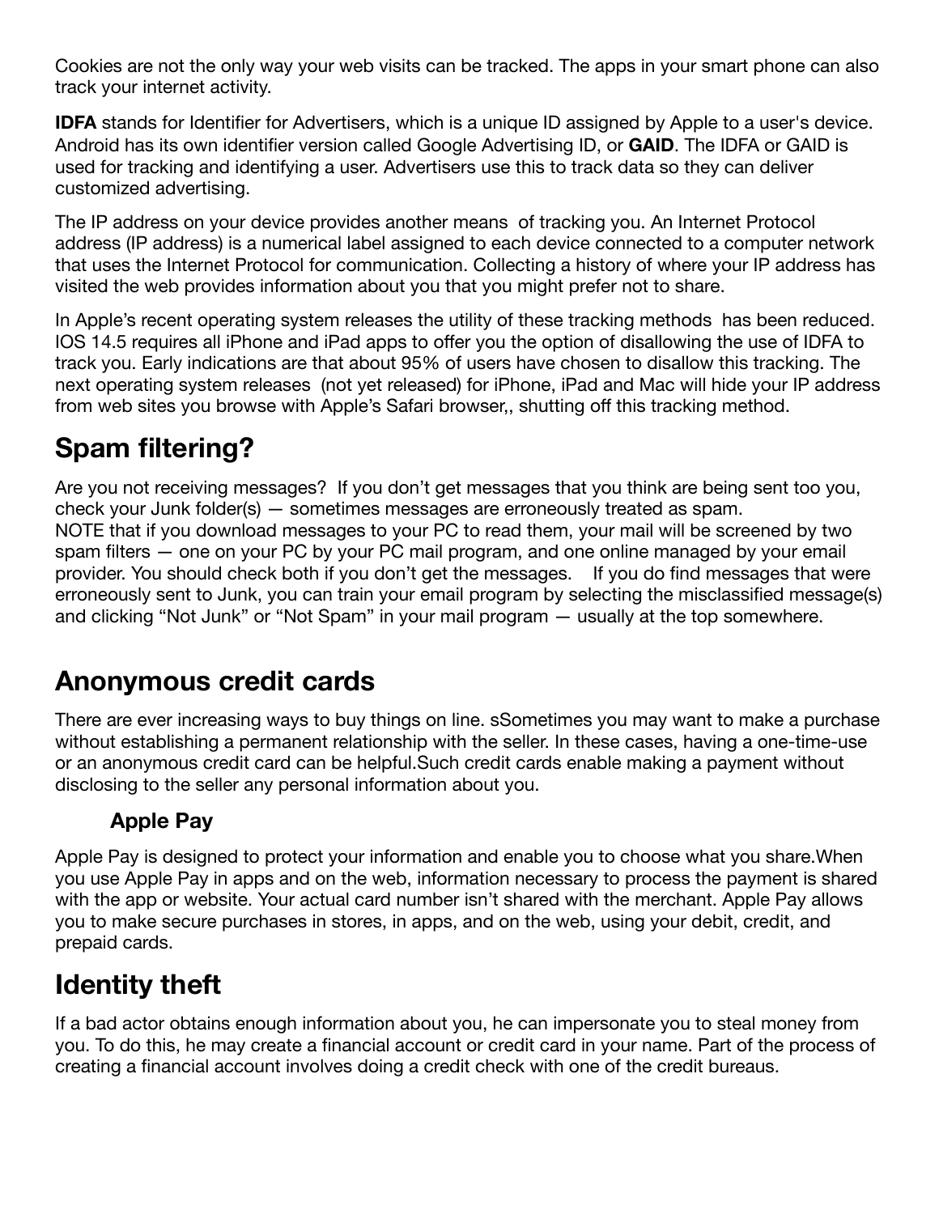Cookies are not the only way your web visits can be tracked. The apps in your smart phone can also track your internet activity.

**IDFA** stands for Identifier for Advertisers, which is a unique ID assigned by Apple to a user's device. Android has its own identifier version called Google Advertising ID, or **GAID**. The IDFA or GAID is used for tracking and identifying a user. Advertisers use this to track data so they can deliver customized advertising.

The IP address on your device provides another means  of tracking you. An Internet Protocol address (IP address) is a numerical label assigned to each device connected to a computer network that uses the Internet Protocol for communication. Collecting a history of where your IP address has visited the web provides information about you that you might prefer not to share.

In Apple's recent operating system releases the utility of these tracking methods  has been reduced. IOS 14.5 requires all iPhone and iPad apps to offer you the option of disallowing the use of IDFA to track you. Early indications are that about 95% of users have chosen to disallow this tracking. The next operating system releases  (not yet released) for iPhone, iPad and Mac will hide your IP address from web sites you browse with Apple's Safari browser,, shutting off this tracking method.

## Spam filtering?

Are you not receiving messages?  If you don't get messages that you think are being sent too you, check your Junk folder(s) — sometimes messages are erroneously treated as spam.
NOTE that if you download messages to your PC to read them, your mail will be screened by two spam filters — one on your PC by your PC mail program, and one online managed by your email provider. You should check both if you don't get the messages.    If you do find messages that were erroneously sent to Junk, you can train your email program by selecting the misclassified message(s) and clicking "Not Junk" or "Not Spam" in your mail program — usually at the top somewhere.

## Anonymous credit cards

There are ever increasing ways to buy things on line. sSometimes you may want to make a purchase without establishing a permanent relationship with the seller. In these cases, having a one-time-use or an anonymous credit card can be helpful.Such credit cards enable making a payment without disclosing to the seller any personal information about you.

### Apple Pay

Apple Pay is designed to protect your information and enable you to choose what you share.When you use Apple Pay in apps and on the web, information necessary to process the payment is shared with the app or website. Your actual card number isn't shared with the merchant. Apple Pay allows you to make secure purchases in stores, in apps, and on the web, using your debit, credit, and prepaid cards.

## Identity theft

If a bad actor obtains enough information about you, he can impersonate you to steal money from you. To do this, he may create a financial account or credit card in your name. Part of the process of creating a financial account involves doing a credit check with one of the credit bureaus.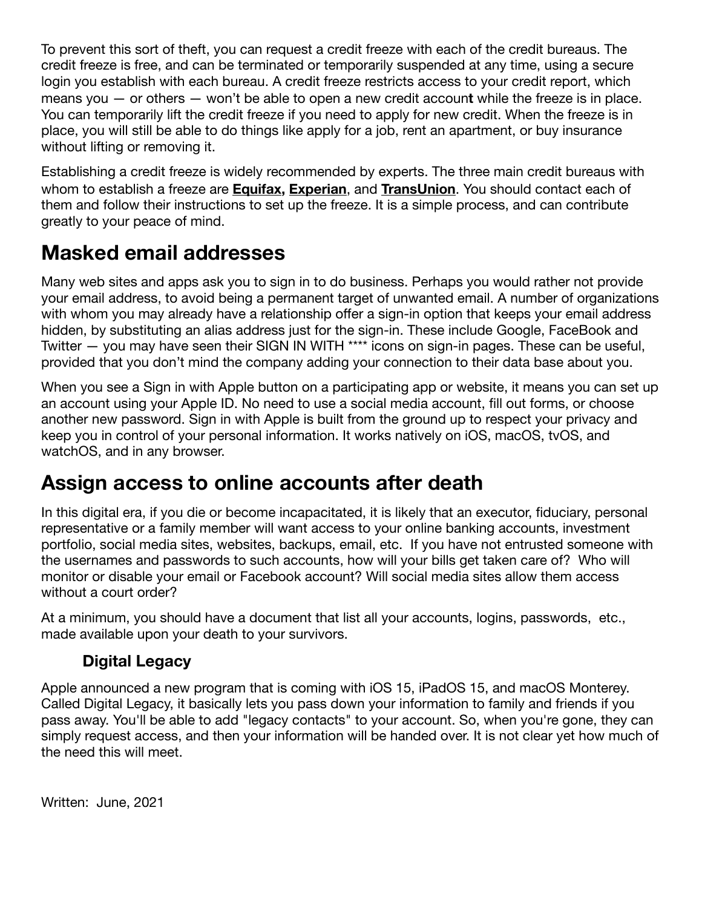To prevent this sort of theft, you can request a credit freeze with each of the credit bureaus. The credit freeze is free, and can be terminated or temporarily suspended at any time, using a secure login you establish with each bureau. A credit freeze restricts access to your credit report, which means you — or others — won't be able to open a new credit account while the freeze is in place. You can temporarily lift the credit freeze if you need to apply for new credit. When the freeze is in place, you will still be able to do things like apply for a job, rent an apartment, or buy insurance without lifting or removing it.

Establishing a credit freeze is widely recommended by experts. The three main credit bureaus with whom to establish a freeze are **Equifax, Experian**, and **TransUnion**. You should contact each of them and follow their instructions to set up the freeze. It is a simple process, and can contribute greatly to your peace of mind.

## Masked email addresses

Many web sites and apps ask you to sign in to do business. Perhaps you would rather not provide your email address, to avoid being a permanent target of unwanted email. A number of organizations with whom you may already have a relationship offer a sign-in option that keeps your email address hidden, by substituting an alias address just for the sign-in. These include Google, FaceBook and Twitter — you may have seen their SIGN IN WITH **** icons on sign-in pages. These can be useful, provided that you don't mind the company adding your connection to their data base about you.

When you see a Sign in with Apple button on a participating app or website, it means you can set up an account using your Apple ID. No need to use a social media account, fill out forms, or choose another new password. Sign in with Apple is built from the ground up to respect your privacy and keep you in control of your personal information. It works natively on iOS, macOS, tvOS, and watchOS, and in any browser.

## Assign access to online accounts after death

In this digital era, if you die or become incapacitated, it is likely that an executor, fiduciary, personal representative or a family member will want access to your online banking accounts, investment portfolio, social media sites, websites, backups, email, etc. If you have not entrusted someone with the usernames and passwords to such accounts, how will your bills get taken care of? Who will monitor or disable your email or Facebook account? Will social media sites allow them access without a court order?

At a minimum, you should have a document that list all your accounts, logins, passwords, etc., made available upon your death to your survivors.

### Digital Legacy

Apple announced a new program that is coming with iOS 15, iPadOS 15, and macOS Monterey. Called Digital Legacy, it basically lets you pass down your information to family and friends if you pass away. You'll be able to add "legacy contacts" to your account. So, when you're gone, they can simply request access, and then your information will be handed over. It is not clear yet how much of the need this will meet.

Written: June, 2021